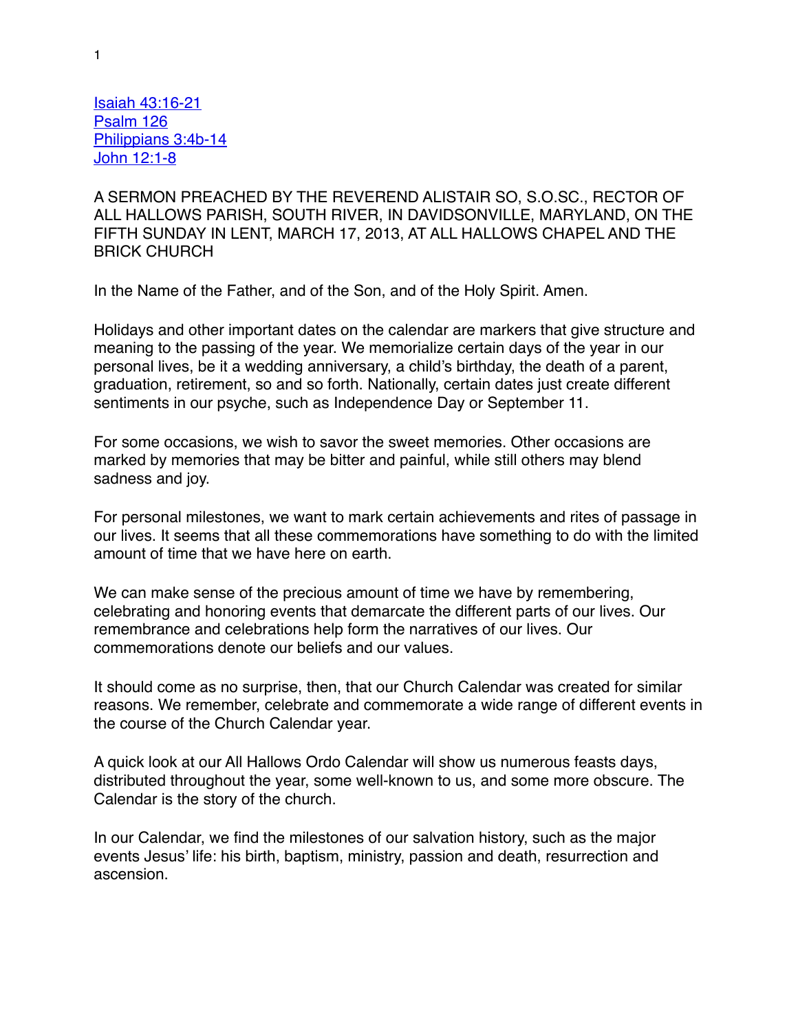[Isaiah 43:16-21](#)
[Psalm 126](#)
[Philippians 3:4b-14](#)
[John 12:1-8](#)

A SERMON PREACHED BY THE REVEREND ALISTAIR SO, S.O.SC., RECTOR OF ALL HALLOWS PARISH, SOUTH RIVER, IN DAVIDSONVILLE, MARYLAND, ON THE FIFTH SUNDAY IN LENT, MARCH 17, 2013, AT ALL HALLOWS CHAPEL AND THE BRICK CHURCH

In the Name of the Father, and of the Son, and of the Holy Spirit. Amen.

Holidays and other important dates on the calendar are markers that give structure and meaning to the passing of the year. We memorialize certain days of the year in our personal lives, be it a wedding anniversary, a child's birthday, the death of a parent, graduation, retirement, so and so forth. Nationally, certain dates just create different sentiments in our psyche, such as Independence Day or September 11.

For some occasions, we wish to savor the sweet memories. Other occasions are marked by memories that may be bitter and painful, while still others may blend sadness and joy.

For personal milestones, we want to mark certain achievements and rites of passage in our lives. It seems that all these commemorations have something to do with the limited amount of time that we have here on earth.

We can make sense of the precious amount of time we have by remembering, celebrating and honoring events that demarcate the different parts of our lives. Our remembrance and celebrations help form the narratives of our lives. Our commemorations denote our beliefs and our values.

It should come as no surprise, then, that our Church Calendar was created for similar reasons. We remember, celebrate and commemorate a wide range of different events in the course of the Church Calendar year.

A quick look at our All Hallows Ordo Calendar will show us numerous feasts days, distributed throughout the year, some well-known to us, and some more obscure. The Calendar is the story of the church.

In our Calendar, we find the milestones of our salvation history, such as the major events Jesus' life: his birth, baptism, ministry, passion and death, resurrection and ascension.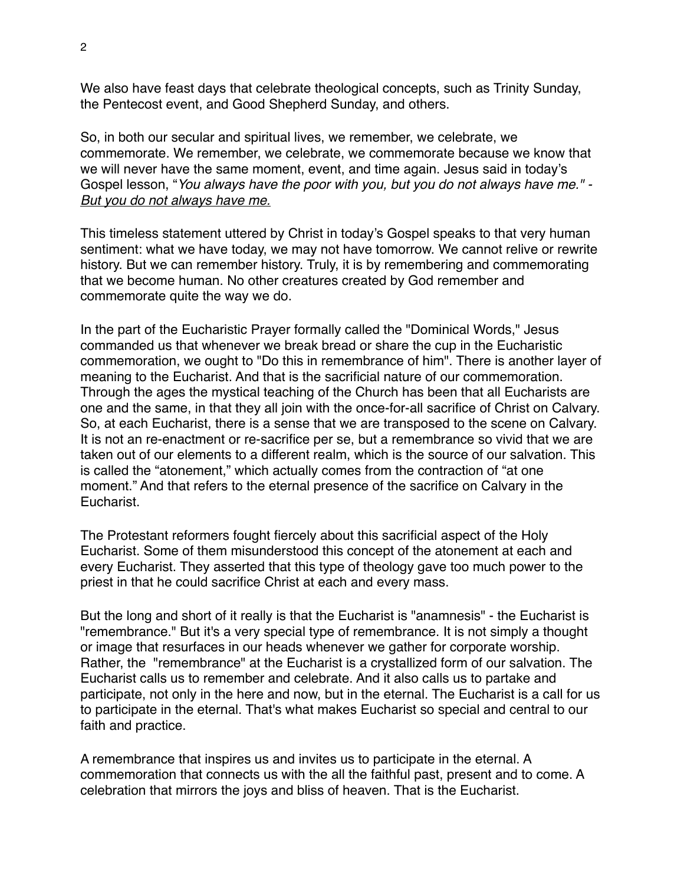We also have feast days that celebrate theological concepts, such as Trinity Sunday, the Pentecost event, and Good Shepherd Sunday, and others.

So, in both our secular and spiritual lives, we remember, we celebrate, we commemorate. We remember, we celebrate, we commemorate because we know that we will never have the same moment, event, and time again. Jesus said in today's Gospel lesson, "*You always have the poor with you, but you do not always have me." - But you do not always have me.*

This timeless statement uttered by Christ in today's Gospel speaks to that very human sentiment: what we have today, we may not have tomorrow. We cannot relive or rewrite history. But we can remember history. Truly, it is by remembering and commemorating that we become human. No other creatures created by God remember and commemorate quite the way we do.

In the part of the Eucharistic Prayer formally called the "Dominical Words," Jesus commanded us that whenever we break bread or share the cup in the Eucharistic commemoration, we ought to "Do this in remembrance of him". There is another layer of meaning to the Eucharist. And that is the sacrificial nature of our commemoration. Through the ages the mystical teaching of the Church has been that all Eucharists are one and the same, in that they all join with the once-for-all sacrifice of Christ on Calvary. So, at each Eucharist, there is a sense that we are transposed to the scene on Calvary. It is not an re-enactment or re-sacrifice per se, but a remembrance so vivid that we are taken out of our elements to a different realm, which is the source of our salvation. This is called the "atonement," which actually comes from the contraction of "at one moment." And that refers to the eternal presence of the sacrifice on Calvary in the Eucharist.

The Protestant reformers fought fiercely about this sacrificial aspect of the Holy Eucharist. Some of them misunderstood this concept of the atonement at each and every Eucharist. They asserted that this type of theology gave too much power to the priest in that he could sacrifice Christ at each and every mass.

But the long and short of it really is that the Eucharist is "anamnesis" - the Eucharist is "remembrance." But it's a very special type of remembrance. It is not simply a thought or image that resurfaces in our heads whenever we gather for corporate worship. Rather, the "remembrance" at the Eucharist is a crystallized form of our salvation. The Eucharist calls us to remember and celebrate. And it also calls us to partake and participate, not only in the here and now, but in the eternal. The Eucharist is a call for us to participate in the eternal. That's what makes Eucharist so special and central to our faith and practice.

A remembrance that inspires us and invites us to participate in the eternal. A commemoration that connects us with the all the faithful past, present and to come. A celebration that mirrors the joys and bliss of heaven. That is the Eucharist.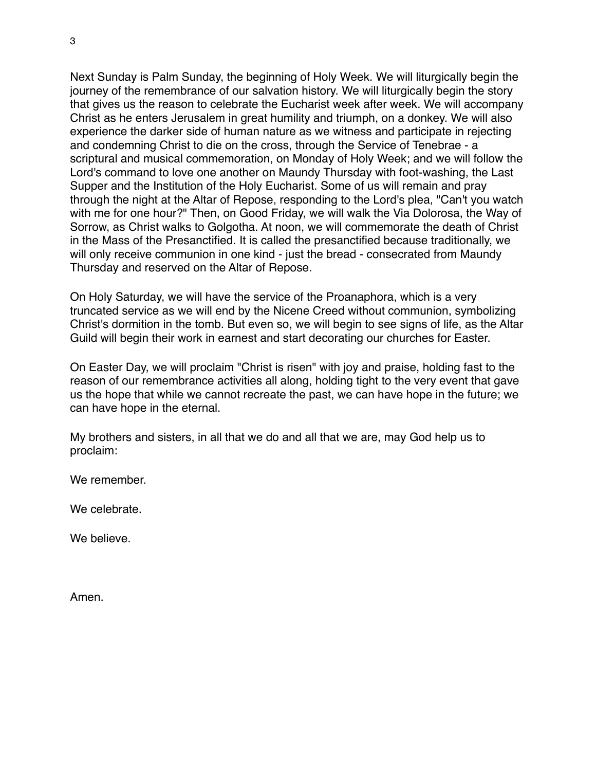Next Sunday is Palm Sunday, the beginning of Holy Week. We will liturgically begin the journey of the remembrance of our salvation history. We will liturgically begin the story that gives us the reason to celebrate the Eucharist week after week. We will accompany Christ as he enters Jerusalem in great humility and triumph, on a donkey. We will also experience the darker side of human nature as we witness and participate in rejecting and condemning Christ to die on the cross, through the Service of Tenebrae - a scriptural and musical commemoration, on Monday of Holy Week; and we will follow the Lord's command to love one another on Maundy Thursday with foot-washing, the Last Supper and the Institution of the Holy Eucharist. Some of us will remain and pray through the night at the Altar of Repose, responding to the Lord's plea, "Can't you watch with me for one hour?" Then, on Good Friday, we will walk the Via Dolorosa, the Way of Sorrow, as Christ walks to Golgotha. At noon, we will commemorate the death of Christ in the Mass of the Presanctified. It is called the presanctified because traditionally, we will only receive communion in one kind - just the bread - consecrated from Maundy Thursday and reserved on the Altar of Repose.

On Holy Saturday, we will have the service of the Proanaphora, which is a very truncated service as we will end by the Nicene Creed without communion, symbolizing Christ's dormition in the tomb. But even so, we will begin to see signs of life, as the Altar Guild will begin their work in earnest and start decorating our churches for Easter.

On Easter Day, we will proclaim "Christ is risen" with joy and praise, holding fast to the reason of our remembrance activities all along, holding tight to the very event that gave us the hope that while we cannot recreate the past, we can have hope in the future; we can have hope in the eternal.

My brothers and sisters, in all that we do and all that we are, may God help us to proclaim:

We remember.

We celebrate.

We believe.

Amen.